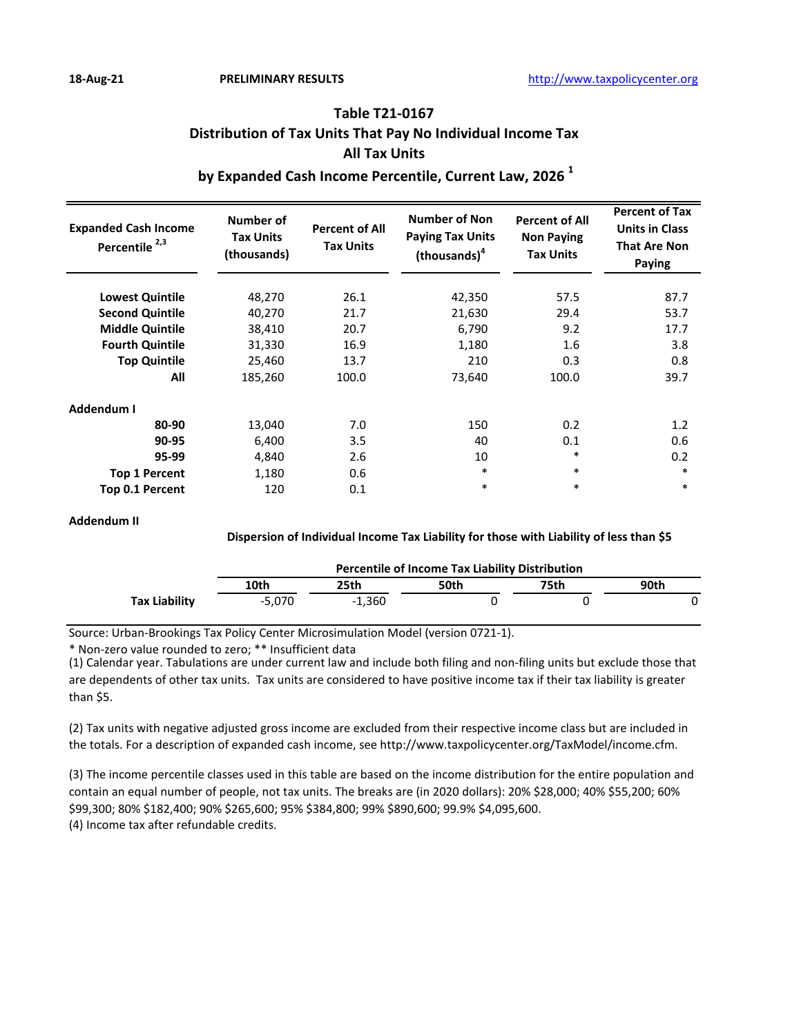18-Aug-21 **PRELIMINARY RESULTS** http://www.taxpolicycenter.org

## Table T21-0167
## Distribution of Tax Units That Pay No Individual Income Tax
## All Tax Units
## by Expanded Cash Income Percentile, Current Law, 2026 [1]

| Expanded Cash Income Percentile [2,3] | Number of Tax Units (thousands) | Percent of All Tax Units | Number of Non Paying Tax Units (thousands)[4] | Percent of All Non Paying Tax Units | Percent of Tax Units in Class That Are Non Paying |
|---|---|---|---|---|---|
| **Lowest Quintile** | 48,270 | 26.1 | 42,350 | 57.5 | 87.7 |
| **Second Quintile** | 40,270 | 21.7 | 21,630 | 29.4 | 53.7 |
| **Middle Quintile** | 38,410 | 20.7 | 6,790 | 9.2 | 17.7 |
| **Fourth Quintile** | 31,330 | 16.9 | 1,180 | 1.6 | 3.8 |
| **Top Quintile** | 25,460 | 13.7 | 210 | 0.3 | 0.8 |
| **All** | 185,260 | 100.0 | 73,640 | 100.0 | 39.7 |
| **Addendum I** | | | | | |
| **80-90** | 13,040 | 7.0 | 150 | 0.2 | 1.2 |
| **90-95** | 6,400 | 3.5 | 40 | 0.1 | 0.6 |
| **95-99** | 4,840 | 2.6 | 10 | * | 0.2 |
| **Top 1 Percent** | 1,180 | 0.6 | * | * | * |
| **Top 0.1 Percent** | 120 | 0.1 | * | * | * |

**Addendum II**

**Dispersion of Individual Income Tax Liability for those with Liability of less than $5**

| | Percentile of Income Tax Liability Distribution | | | | |
|---|---|---|---|---|---|
| | **10th** | **25th** | **50th** | **75th** | **90th** |
| **Tax Liability** | -5,070 | -1,360 | 0 | 0 | 0 |

Source: Urban-Brookings Tax Policy Center Microsimulation Model (version 0721-1).

* Non-zero value rounded to zero; ** Insufficient data

(1) Calendar year. Tabulations are under current law and include both filing and non-filing units but exclude those that are dependents of other tax units. Tax units are considered to have positive income tax if their tax liability is greater than $5.

(2) Tax units with negative adjusted gross income are excluded from their respective income class but are included in the totals. For a description of expanded cash income, see http://www.taxpolicycenter.org/TaxModel/income.cfm.

(3) The income percentile classes used in this table are based on the income distribution for the entire population and contain an equal number of people, not tax units. The breaks are (in 2020 dollars): 20% $28,000; 40% $55,200; 60% $99,300; 80% $182,400; 90% $265,600; 95% $384,800; 99% $890,600; 99.9% $4,095,600.

(4) Income tax after refundable credits.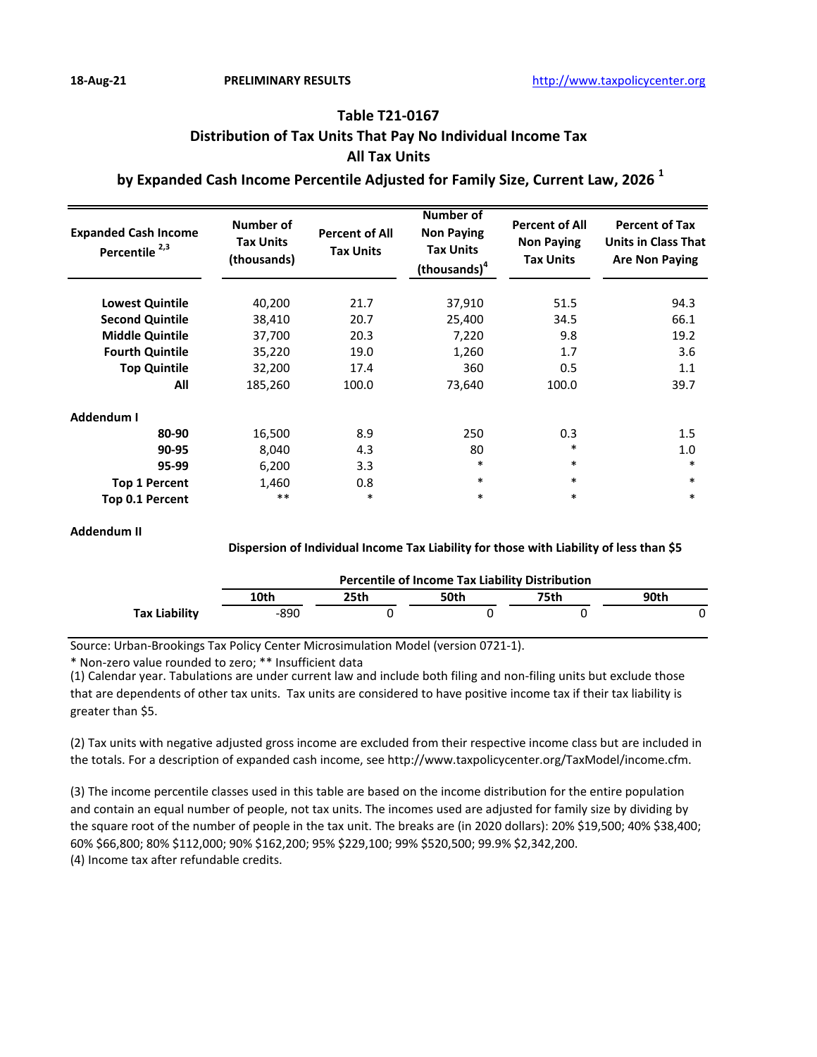18-Aug-21 PRELIMINARY RESULTS http://www.taxpolicycenter.org

# Table T21-0167
## Distribution of Tax Units That Pay No Individual Income Tax
## All Tax Units
## by Expanded Cash Income Percentile Adjusted for Family Size, Current Law, 2026 [1]

| Expanded Cash Income Percentile [2,3] | Number of Tax Units (thousands) | Percent of All Tax Units | Number of Non Paying Tax Units (thousands)[4] | Percent of All Non Paying Tax Units | Percent of Tax Units in Class That Are Non Paying |
|---|---|---|---|---|---|
| Lowest Quintile | 40,200 | 21.7 | 37,910 | 51.5 | 94.3 |
| Second Quintile | 38,410 | 20.7 | 25,400 | 34.5 | 66.1 |
| Middle Quintile | 37,700 | 20.3 | 7,220 | 9.8 | 19.2 |
| Fourth Quintile | 35,220 | 19.0 | 1,260 | 1.7 | 3.6 |
| Top Quintile | 32,200 | 17.4 | 360 | 0.5 | 1.1 |
| All | 185,260 | 100.0 | 73,640 | 100.0 | 39.7 |
| **Addendum I** | | | | | |
| 80-90 | 16,500 | 8.9 | 250 | 0.3 | 1.5 |
| 90-95 | 8,040 | 4.3 | 80 | * | 1.0 |
| 95-99 | 6,200 | 3.3 | * | * | * |
| Top 1 Percent | 1,460 | 0.8 | * | * | * |
| Top 0.1 Percent | ** | * | * | * | * |

**Addendum II**

**Dispersion of Individual Income Tax Liability for those with Liability of less than $5**

| | Percentile of Income Tax Liability Distribution | | | | |
|---|---|---|---|---|---|
| | 10th | 25th | 50th | 75th | 90th |
| Tax Liability | -890 | 0 | 0 | 0 | 0 |

Source: Urban-Brookings Tax Policy Center Microsimulation Model (version 0721-1).

* Non-zero value rounded to zero; ** Insufficient data

(1) Calendar year. Tabulations are under current law and include both filing and non-filing units but exclude those that are dependents of other tax units. Tax units are considered to have positive income tax if their tax liability is greater than $5.

(2) Tax units with negative adjusted gross income are excluded from their respective income class but are included in the totals. For a description of expanded cash income, see http://www.taxpolicycenter.org/TaxModel/income.cfm.

(3) The income percentile classes used in this table are based on the income distribution for the entire population and contain an equal number of people, not tax units. The incomes used are adjusted for family size by dividing by the square root of the number of people in the tax unit. The breaks are (in 2020 dollars): 20% $19,500; 40% $38,400; 60% $66,800; 80% $112,000; 90% $162,200; 95% $229,100; 99% $520,500; 99.9% $2,342,200.

(4) Income tax after refundable credits.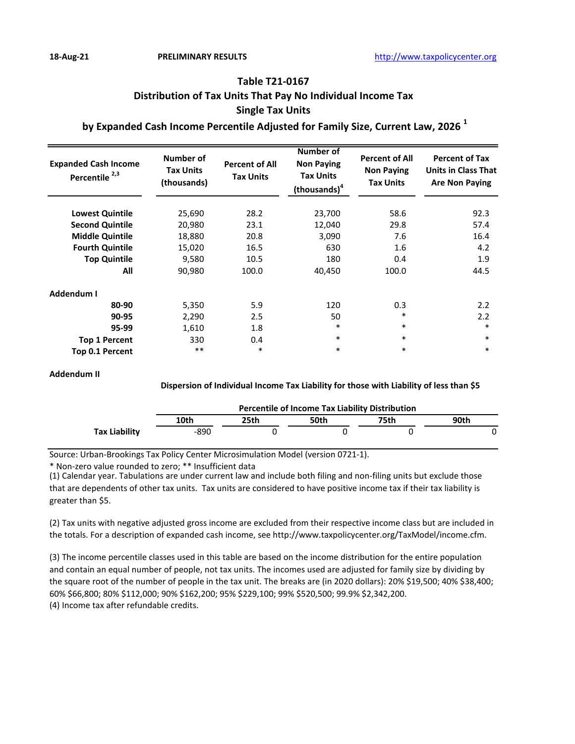18-Aug-21 PRELIMINARY RESULTS http://www.taxpolicycenter.org

# Table T21-0167
## Distribution of Tax Units That Pay No Individual Income Tax
## Single Tax Units
## by Expanded Cash Income Percentile Adjusted for Family Size, Current Law, 2026 [1]

| Expanded Cash Income Percentile [2,3] | Number of Tax Units (thousands) | Percent of All Tax Units | Number of Non Paying Tax Units (thousands)[4] | Percent of All Non Paying Tax Units | Percent of Tax Units in Class That Are Non Paying |
|---|---|---|---|---|---|
| Lowest Quintile | 25,690 | 28.2 | 23,700 | 58.6 | 92.3 |
| Second Quintile | 20,980 | 23.1 | 12,040 | 29.8 | 57.4 |
| Middle Quintile | 18,880 | 20.8 | 3,090 | 7.6 | 16.4 |
| Fourth Quintile | 15,020 | 16.5 | 630 | 1.6 | 4.2 |
| Top Quintile | 9,580 | 10.5 | 180 | 0.4 | 1.9 |
| All | 90,980 | 100.0 | 40,450 | 100.0 | 44.5 |
| **Addendum I** | | | | | |
| 80-90 | 5,350 | 5.9 | 120 | 0.3 | 2.2 |
| 90-95 | 2,290 | 2.5 | 50 | * | 2.2 |
| 95-99 | 1,610 | 1.8 | * | * | * |
| Top 1 Percent | 330 | 0.4 | * | * | * |
| Top 0.1 Percent | ** | * | * | * | * |

**Addendum II**

**Dispersion of Individual Income Tax Liability for those with Liability of less than $5**

| | Percentile of Income Tax Liability Distribution | | | | |
|---|---|---|---|---|---|
| | 10th | 25th | 50th | 75th | 90th |
| Tax Liability | -890 | 0 | 0 | 0 | 0 |

Source: Urban-Brookings Tax Policy Center Microsimulation Model (version 0721-1).

* Non-zero value rounded to zero; ** Insufficient data

(1) Calendar year. Tabulations are under current law and include both filing and non-filing units but exclude those that are dependents of other tax units. Tax units are considered to have positive income tax if their tax liability is greater than $5.

(2) Tax units with negative adjusted gross income are excluded from their respective income class but are included in the totals. For a description of expanded cash income, see http://www.taxpolicycenter.org/TaxModel/income.cfm.

(3) The income percentile classes used in this table are based on the income distribution for the entire population and contain an equal number of people, not tax units. The incomes used are adjusted for family size by dividing by the square root of the number of people in the tax unit. The breaks are (in 2020 dollars): 20% $19,500; 40% $38,400; 60% $66,800; 80% $112,000; 90% $162,200; 95% $229,100; 99% $520,500; 99.9% $2,342,200.

(4) Income tax after refundable credits.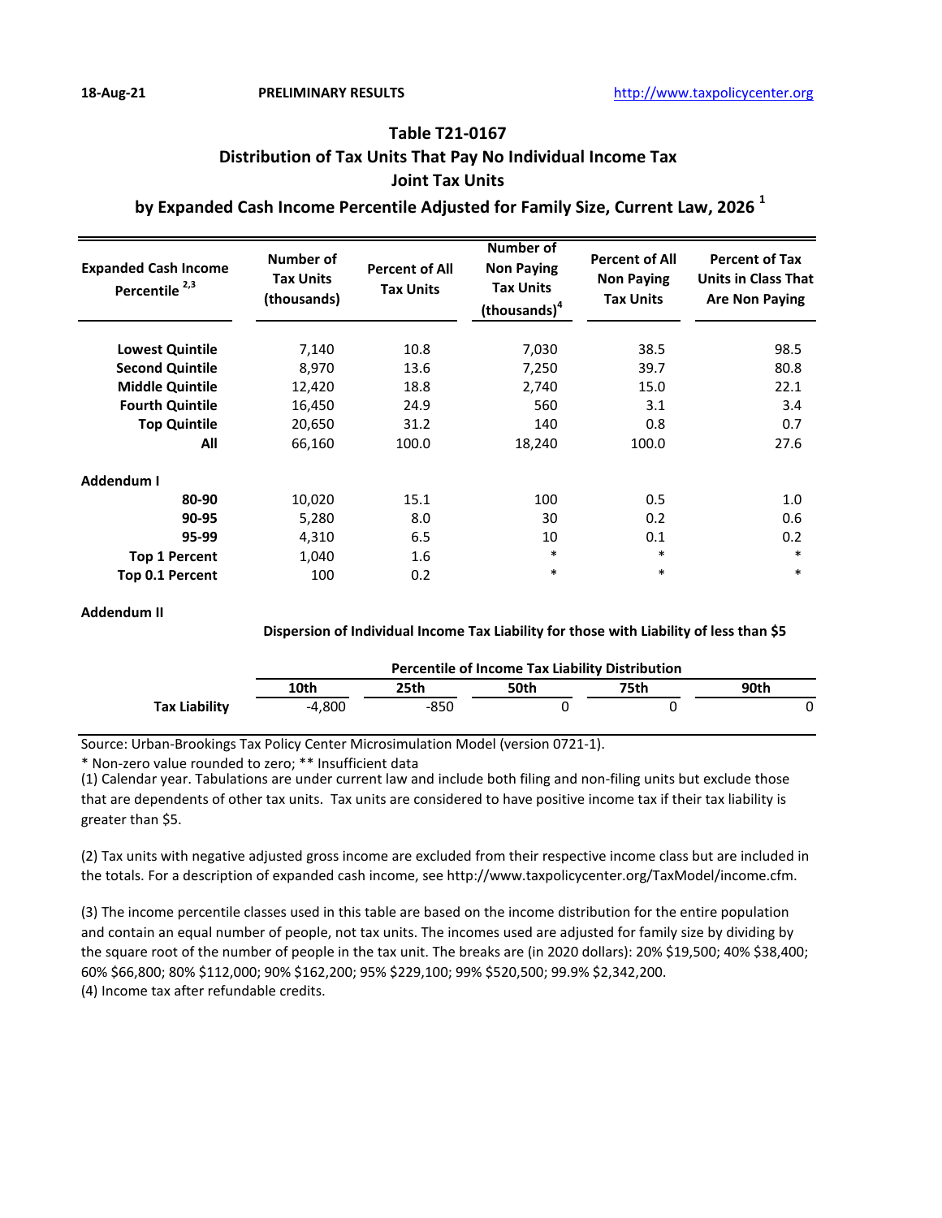18-Aug-21 PRELIMINARY RESULTS http://www.taxpolicycenter.org

# Table T21-0167
## Distribution of Tax Units That Pay No Individual Income Tax
## Joint Tax Units
## by Expanded Cash Income Percentile Adjusted for Family Size, Current Law, 2026 [1]

| Expanded Cash Income Percentile [2,3] | Number of Tax Units (thousands) | Percent of All Tax Units | Number of Non Paying Tax Units (thousands)[4] | Percent of All Non Paying Tax Units | Percent of Tax Units in Class That Are Non Paying |
|---|---|---|---|---|---|
| Lowest Quintile | 7,140 | 10.8 | 7,030 | 38.5 | 98.5 |
| Second Quintile | 8,970 | 13.6 | 7,250 | 39.7 | 80.8 |
| Middle Quintile | 12,420 | 18.8 | 2,740 | 15.0 | 22.1 |
| Fourth Quintile | 16,450 | 24.9 | 560 | 3.1 | 3.4 |
| Top Quintile | 20,650 | 31.2 | 140 | 0.8 | 0.7 |
| All | 66,160 | 100.0 | 18,240 | 100.0 | 27.6 |
| **Addendum I** | | | | | |
| 80-90 | 10,020 | 15.1 | 100 | 0.5 | 1.0 |
| 90-95 | 5,280 | 8.0 | 30 | 0.2 | 0.6 |
| 95-99 | 4,310 | 6.5 | 10 | 0.1 | 0.2 |
| Top 1 Percent | 1,040 | 1.6 | * | * | * |
| Top 0.1 Percent | 100 | 0.2 | * | * | * |

**Addendum II**

**Dispersion of Individual Income Tax Liability for those with Liability of less than $5**

| | Percentile of Income Tax Liability Distribution | | | | |
|---|---|---|---|---|---|
| | 10th | 25th | 50th | 75th | 90th |
| Tax Liability | -4,800 | -850 | 0 | 0 | 0 |

Source: Urban-Brookings Tax Policy Center Microsimulation Model (version 0721-1).

\* Non-zero value rounded to zero; ** Insufficient data

(1) Calendar year. Tabulations are under current law and include both filing and non-filing units but exclude those that are dependents of other tax units. Tax units are considered to have positive income tax if their tax liability is greater than $5.

(2) Tax units with negative adjusted gross income are excluded from their respective income class but are included in the totals. For a description of expanded cash income, see http://www.taxpolicycenter.org/TaxModel/income.cfm.

(3) The income percentile classes used in this table are based on the income distribution for the entire population and contain an equal number of people, not tax units. The incomes used are adjusted for family size by dividing by the square root of the number of people in the tax unit. The breaks are (in 2020 dollars): 20% $19,500; 40% $38,400; 60% $66,800; 80% $112,000; 90% $162,200; 95% $229,100; 99% $520,500; 99.9% $2,342,200.

(4) Income tax after refundable credits.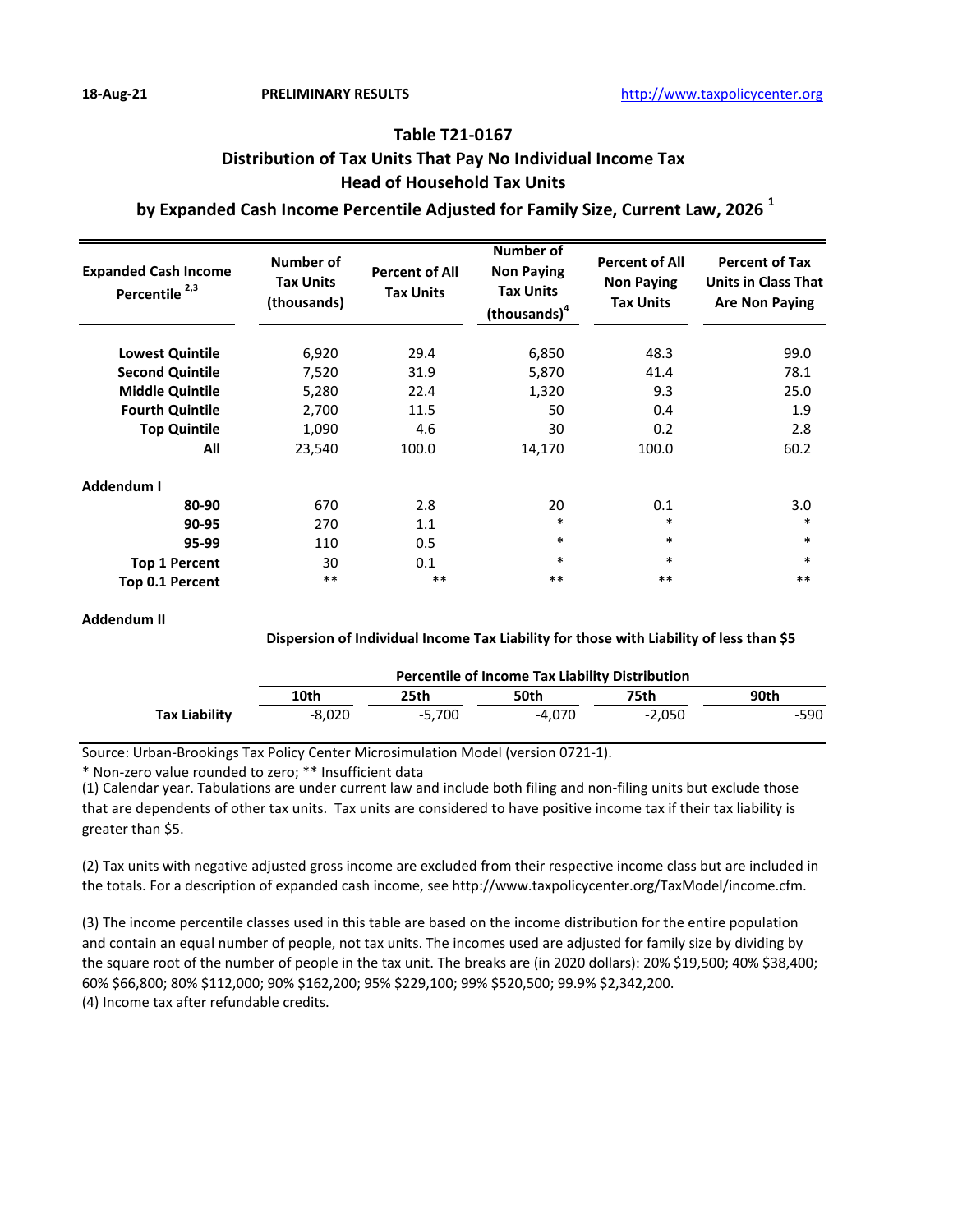18-Aug-21 **PRELIMINARY RESULTS** http://www.taxpolicycenter.org

## Table T21-0167
## Distribution of Tax Units That Pay No Individual Income Tax
## Head of Household Tax Units
## by Expanded Cash Income Percentile Adjusted for Family Size, Current Law, 2026 [1]

| Expanded Cash Income Percentile [2,3] | Number of Tax Units (thousands) | Percent of All Tax Units | Number of Non Paying Tax Units (thousands)[4] | Percent of All Non Paying Tax Units | Percent of Tax Units in Class That Are Non Paying |
|---|---|---|---|---|---|
| **Lowest Quintile** | 6,920 | 29.4 | 6,850 | 48.3 | 99.0 |
| **Second Quintile** | 7,520 | 31.9 | 5,870 | 41.4 | 78.1 |
| **Middle Quintile** | 5,280 | 22.4 | 1,320 | 9.3 | 25.0 |
| **Fourth Quintile** | 2,700 | 11.5 | 50 | 0.4 | 1.9 |
| **Top Quintile** | 1,090 | 4.6 | 30 | 0.2 | 2.8 |
| **All** | 23,540 | 100.0 | 14,170 | 100.0 | 60.2 |
| **Addendum I** | | | | | |
| **80-90** | 670 | 2.8 | 20 | 0.1 | 3.0 |
| **90-95** | 270 | 1.1 | * | * | * |
| **95-99** | 110 | 0.5 | * | * | * |
| **Top 1 Percent** | 30 | 0.1 | * | * | * |
| **Top 0.1 Percent** | ** | ** | ** | ** | ** |

**Addendum II**

**Dispersion of Individual Income Tax Liability for those with Liability of less than $5**

| | Percentile of Income Tax Liability Distribution | | | | |
|---|---|---|---|---|---|
| | **10th** | **25th** | **50th** | **75th** | **90th** |
| **Tax Liability** | -8,020 | -5,700 | -4,070 | -2,050 | -590 |

Source: Urban-Brookings Tax Policy Center Microsimulation Model (version 0721-1).

* Non-zero value rounded to zero; ** Insufficient data

(1) Calendar year. Tabulations are under current law and include both filing and non-filing units but exclude those that are dependents of other tax units. Tax units are considered to have positive income tax if their tax liability is greater than $5.

(2) Tax units with negative adjusted gross income are excluded from their respective income class but are included in the totals. For a description of expanded cash income, see http://www.taxpolicycenter.org/TaxModel/income.cfm.

(3) The income percentile classes used in this table are based on the income distribution for the entire population and contain an equal number of people, not tax units. The incomes used are adjusted for family size by dividing by the square root of the number of people in the tax unit. The breaks are (in 2020 dollars): 20% $19,500; 40% $38,400; 60% $66,800; 80% $112,000; 90% $162,200; 95% $229,100; 99% $520,500; 99.9% $2,342,200.

(4) Income tax after refundable credits.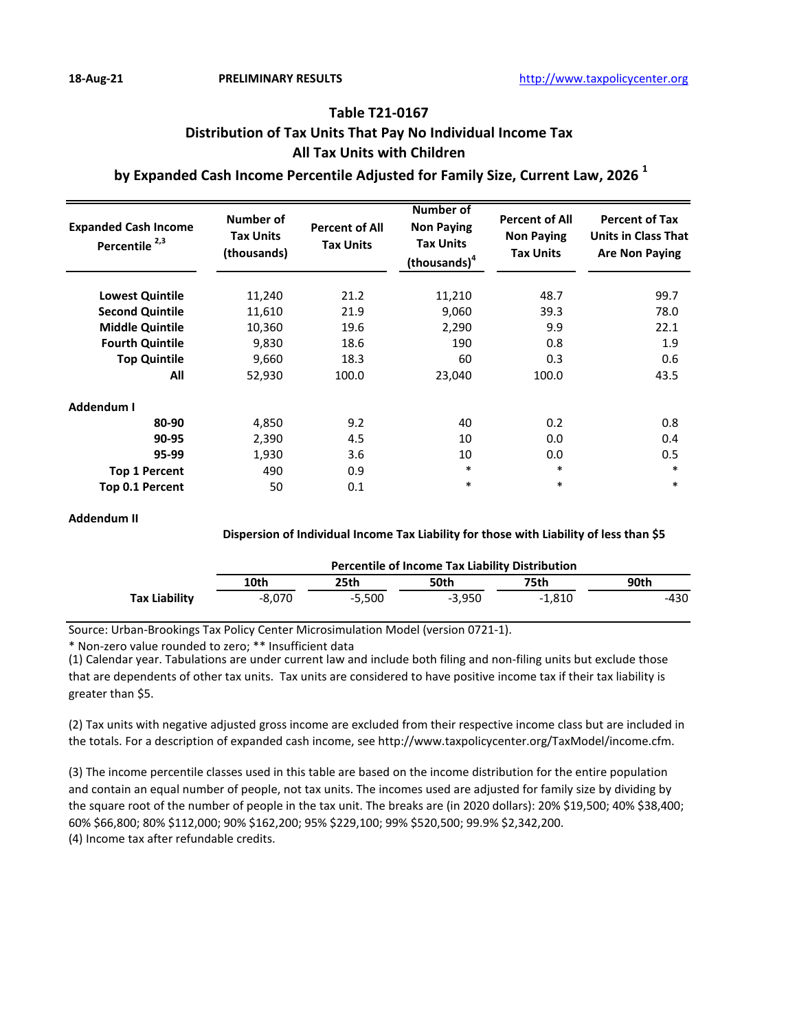18-Aug-21 PRELIMINARY RESULTS http://www.taxpolicycenter.org

## Table T21-0167
## Distribution of Tax Units That Pay No Individual Income Tax
## All Tax Units with Children
## by Expanded Cash Income Percentile Adjusted for Family Size, Current Law, 2026 [1]

| Expanded Cash Income Percentile [2,3] | Number of Tax Units (thousands) | Percent of All Tax Units | Number of Non Paying Tax Units (thousands)[4] | Percent of All Non Paying Tax Units | Percent of Tax Units in Class That Are Non Paying |
|---|---|---|---|---|---|
| Lowest Quintile | 11,240 | 21.2 | 11,210 | 48.7 | 99.7 |
| Second Quintile | 11,610 | 21.9 | 9,060 | 39.3 | 78.0 |
| Middle Quintile | 10,360 | 19.6 | 2,290 | 9.9 | 22.1 |
| Fourth Quintile | 9,830 | 18.6 | 190 | 0.8 | 1.9 |
| Top Quintile | 9,660 | 18.3 | 60 | 0.3 | 0.6 |
| All | 52,930 | 100.0 | 23,040 | 100.0 | 43.5 |
| **Addendum I** | | | | | |
| 80-90 | 4,850 | 9.2 | 40 | 0.2 | 0.8 |
| 90-95 | 2,390 | 4.5 | 10 | 0.0 | 0.4 |
| 95-99 | 1,930 | 3.6 | 10 | 0.0 | 0.5 |
| Top 1 Percent | 490 | 0.9 | * | * | * |
| Top 0.1 Percent | 50 | 0.1 | * | * | * |

**Addendum II**

**Dispersion of Individual Income Tax Liability for those with Liability of less than $5**

| | Percentile of Income Tax Liability Distribution | | | | |
|---|---|---|---|---|---|
| | 10th | 25th | 50th | 75th | 90th |
| Tax Liability | -8,070 | -5,500 | -3,950 | -1,810 | -430 |

Source: Urban-Brookings Tax Policy Center Microsimulation Model (version 0721-1).

* Non-zero value rounded to zero; ** Insufficient data

(1) Calendar year. Tabulations are under current law and include both filing and non-filing units but exclude those that are dependents of other tax units. Tax units are considered to have positive income tax if their tax liability is greater than $5.

(2) Tax units with negative adjusted gross income are excluded from their respective income class but are included in the totals. For a description of expanded cash income, see http://www.taxpolicycenter.org/TaxModel/income.cfm.

(3) The income percentile classes used in this table are based on the income distribution for the entire population and contain an equal number of people, not tax units. The incomes used are adjusted for family size by dividing by the square root of the number of people in the tax unit. The breaks are (in 2020 dollars): 20% $19,500; 40% $38,400; 60% $66,800; 80% $112,000; 90% $162,200; 95% $229,100; 99% $520,500; 99.9% $2,342,200.

(4) Income tax after refundable credits.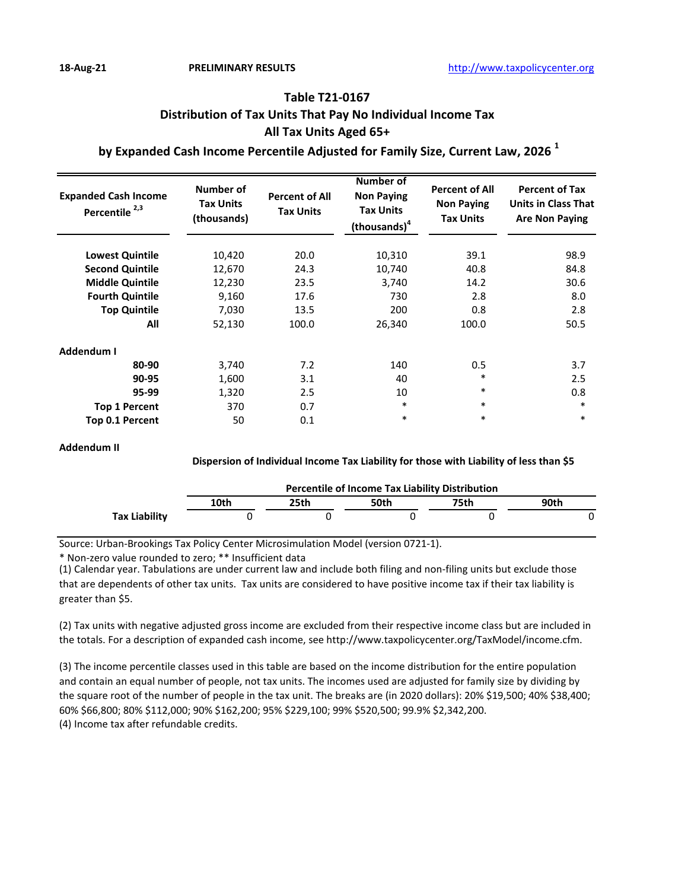18-Aug-21 **PRELIMINARY RESULTS** http://www.taxpolicycenter.org

## Table T21-0167
## Distribution of Tax Units That Pay No Individual Income Tax
## All Tax Units Aged 65+
## by Expanded Cash Income Percentile Adjusted for Family Size, Current Law, 2026 [1]

| Expanded Cash Income Percentile [2,3] | Number of Tax Units (thousands) | Percent of All Tax Units | Number of Non Paying Tax Units (thousands)[4] | Percent of All Non Paying Tax Units | Percent of Tax Units in Class That Are Non Paying |
|---|---|---|---|---|---|
| **Lowest Quintile** | 10,420 | 20.0 | 10,310 | 39.1 | 98.9 |
| **Second Quintile** | 12,670 | 24.3 | 10,740 | 40.8 | 84.8 |
| **Middle Quintile** | 12,230 | 23.5 | 3,740 | 14.2 | 30.6 |
| **Fourth Quintile** | 9,160 | 17.6 | 730 | 2.8 | 8.0 |
| **Top Quintile** | 7,030 | 13.5 | 200 | 0.8 | 2.8 |
| **All** | 52,130 | 100.0 | 26,340 | 100.0 | 50.5 |
| **Addendum I** | | | | | |
| **80-90** | 3,740 | 7.2 | 140 | 0.5 | 3.7 |
| **90-95** | 1,600 | 3.1 | 40 | * | 2.5 |
| **95-99** | 1,320 | 2.5 | 10 | * | 0.8 |
| **Top 1 Percent** | 370 | 0.7 | * | * | * |
| **Top 0.1 Percent** | 50 | 0.1 | * | * | * |

**Addendum II**

**Dispersion of Individual Income Tax Liability for those with Liability of less than $5**

| | Percentile of Income Tax Liability Distribution | | | | |
|---|---|---|---|---|---|
| | **10th** | **25th** | **50th** | **75th** | **90th** |
| **Tax Liability** | 0 | 0 | 0 | 0 | 0 |

Source: Urban-Brookings Tax Policy Center Microsimulation Model (version 0721-1).

* Non-zero value rounded to zero; ** Insufficient data

(1) Calendar year. Tabulations are under current law and include both filing and non-filing units but exclude those that are dependents of other tax units. Tax units are considered to have positive income tax if their tax liability is greater than $5.

(2) Tax units with negative adjusted gross income are excluded from their respective income class but are included in the totals. For a description of expanded cash income, see http://www.taxpolicycenter.org/TaxModel/income.cfm.

(3) The income percentile classes used in this table are based on the income distribution for the entire population and contain an equal number of people, not tax units. The incomes used are adjusted for family size by dividing by the square root of the number of people in the tax unit. The breaks are (in 2020 dollars): 20% $19,500; 40% $38,400; 60% $66,800; 80% $112,000; 90% $162,200; 95% $229,100; 99% $520,500; 99.9% $2,342,200.

(4) Income tax after refundable credits.